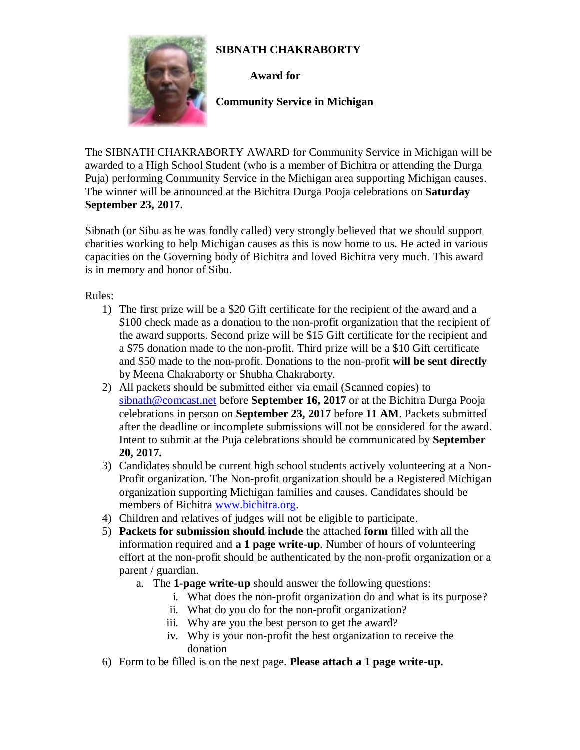# SIBNATH CHAKRABORTY

## Award for

## Community Service in Michigan

The SIBNATH CHAKRABORTY AWARD for Community Service in Michigan will be awarded to a High School Student (who is a member of Bichitra or attending the Durga Puja) performing Community Service in the Michigan area supporting Michigan causes. The winner will be announced at the Bichitra Durga Pooja celebrations on **Saturday September 23, 2017.**

Sibnath (or Sibu as he was fondly called) very strongly believed that we should support charities working to help Michigan causes as this is now home to us. He acted in various capacities on the Governing body of Bichitra and loved Bichitra very much. This award is in memory and honor of Sibu.

Rules:

1) The first prize will be a $20 Gift certificate for the recipient of the award and a $100 check made as a donation to the non-profit organization that the recipient of the award supports. Second prize will be $15 Gift certificate for the recipient and a $75 donation made to the non-profit. Third prize will be a $10 Gift certificate and $50 made to the non-profit. Donations to the non-profit **will be sent directly** by Meena Chakraborty or Shubha Chakraborty.
2) All packets should be submitted either via email (Scanned copies) to sibnath@comcast.net before **September 16, 2017** or at the Bichitra Durga Pooja celebrations in person on **September 23, 2017** before **11 AM**. Packets submitted after the deadline or incomplete submissions will not be considered for the award. Intent to submit at the Puja celebrations should be communicated by **September 20, 2017.**
3) Candidates should be current high school students actively volunteering at a Non-Profit organization. The Non-profit organization should be a Registered Michigan organization supporting Michigan families and causes. Candidates should be members of Bichitra www.bichitra.org.
4) Children and relatives of judges will not be eligible to participate.
5) **Packets for submission should include** the attached **form** filled with all the information required and **a 1 page write-up**. Number of hours of volunteering effort at the non-profit should be authenticated by the non-profit organization or a parent / guardian.
   a. The **1-page write-up** should answer the following questions:
      i. What does the non-profit organization do and what is its purpose?
      ii. What do you do for the non-profit organization?
      iii. Why are you the best person to get the award?
      iv. Why is your non-profit the best organization to receive the donation
6) Form to be filled is on the next page. **Please attach a 1 page write-up.**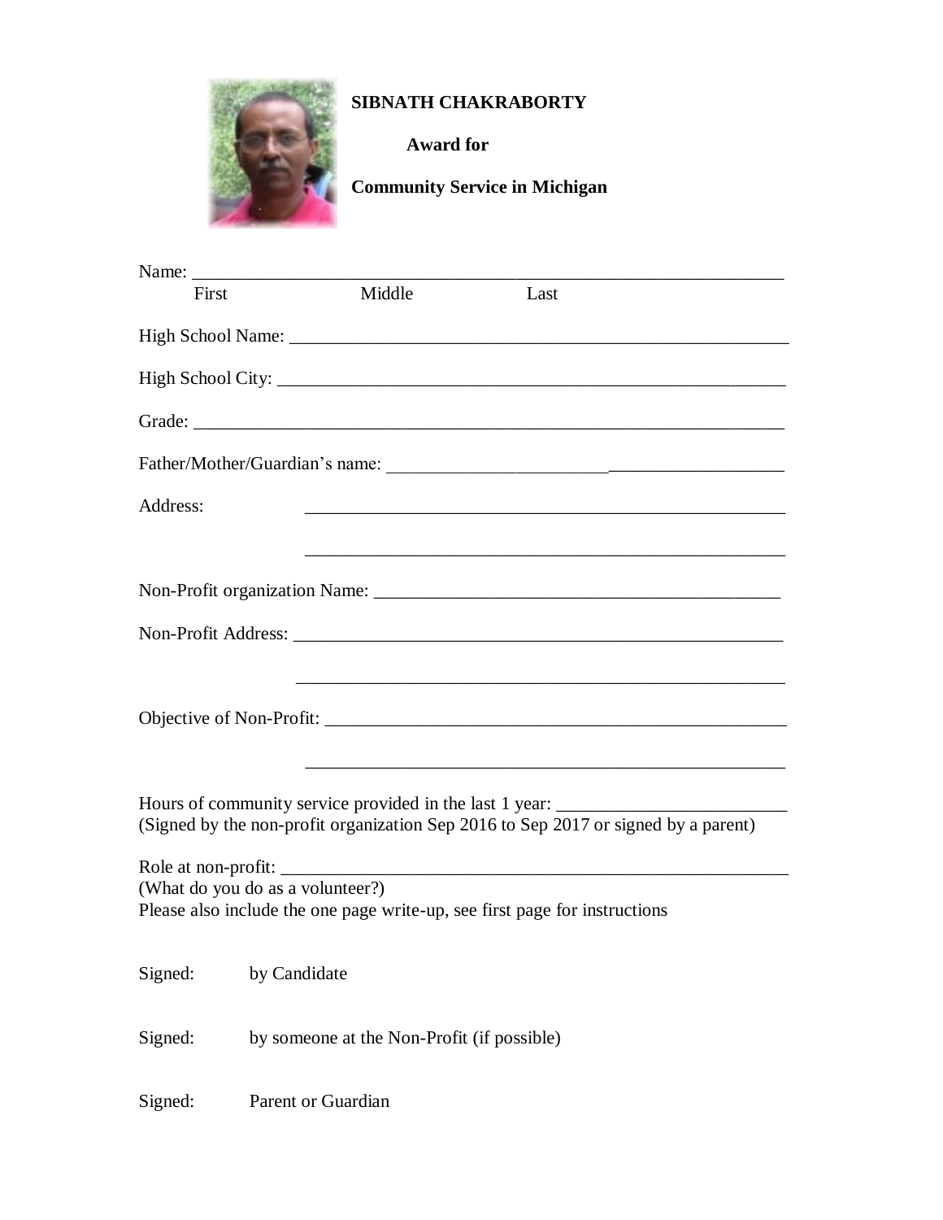**SIBNATH CHAKRABORTY**

**Award for**

**Community Service in Michigan**

Name: ___________________________________________________________________
First Middle Last

High School Name: _______________________________________________________

High School City: ________________________________________________________

Grade: _________________________________________________________________

Father/Mother/Guardian's name: ___________________________________________

Address: _______________________________________________________

_______________________________________________________

Non-Profit organization Name: _____________________________________________

Non-Profit Address: ______________________________________________________

_______________________________________________________

Objective of Non-Profit: ___________________________________________________

_______________________________________________________

Hours of community service provided in the last 1 year: _________________________
(Signed by the non-profit organization Sep 2016 to Sep 2017 or signed by a parent)

Role at non-profit: ________________________________________________________
(What do you do as a volunteer?)
Please also include the one page write-up, see first page for instructions

Signed: by Candidate

Signed: by someone at the Non-Profit (if possible)

Signed: Parent or Guardian